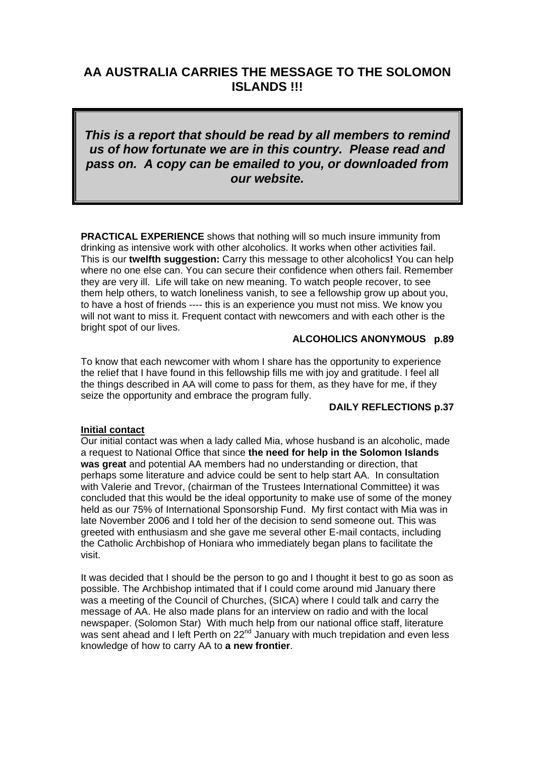# AA AUSTRALIA CARRIES THE MESSAGE TO THE SOLOMON ISLANDS !!!

***This is a report that should be read by all members to remind us of how fortunate we are in this country. Please read and pass on. A copy can be emailed to you, or downloaded from our website.***

**PRACTICAL EXPERIENCE** shows that nothing will so much insure immunity from drinking as intensive work with other alcoholics. It works when other activities fail. This is our **twelfth suggestion:** Carry this message to other alcoholics**!** You can help where no one else can. You can secure their confidence when others fail. Remember they are very ill. Life will take on new meaning. To watch people recover, to see them help others, to watch loneliness vanish, to see a fellowship grow up about you, to have a host of friends ---- this is an experience you must not miss. We know you will not want to miss it. Frequent contact with newcomers and with each other is the bright spot of our lives.

**ALCOHOLICS ANONYMOUS p.89**

To know that each newcomer with whom I share has the opportunity to experience the relief that I have found in this fellowship fills me with joy and gratitude. I feel all the things described in AA will come to pass for them, as they have for me, if they seize the opportunity and embrace the program fully.

**DAILY REFLECTIONS p.37**

**Initial contact**

Our initial contact was when a lady called Mia, whose husband is an alcoholic, made a request to National Office that since **the need for help in the Solomon Islands was great** and potential AA members had no understanding or direction, that perhaps some literature and advice could be sent to help start AA. In consultation with Valerie and Trevor, (chairman of the Trustees International Committee) it was concluded that this would be the ideal opportunity to make use of some of the money held as our 75% of International Sponsorship Fund. My first contact with Mia was in late November 2006 and I told her of the decision to send someone out. This was greeted with enthusiasm and she gave me several other E-mail contacts, including the Catholic Archbishop of Honiara who immediately began plans to facilitate the visit.

It was decided that I should be the person to go and I thought it best to go as soon as possible. The Archbishop intimated that if I could come around mid January there was a meeting of the Council of Churches, (SICA) where I could talk and carry the message of AA. He also made plans for an interview on radio and with the local newspaper. (Solomon Star) With much help from our national office staff, literature was sent ahead and I left Perth on 22nd January with much trepidation and even less knowledge of how to carry AA to **a new frontier**.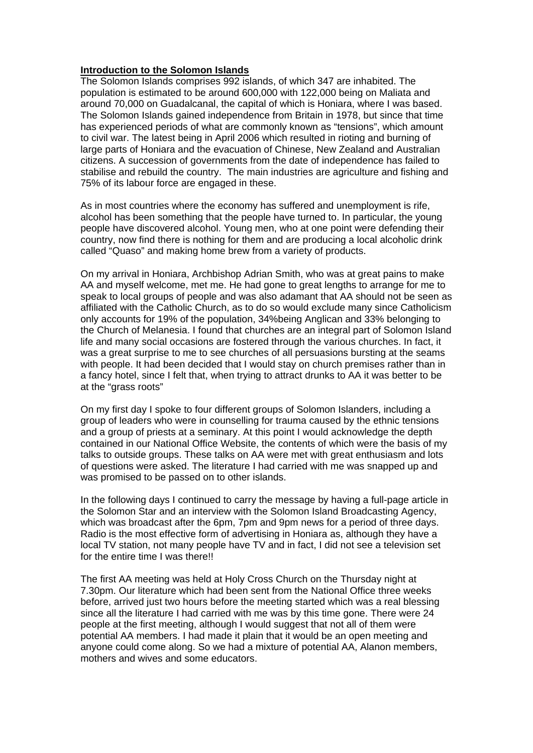**Introduction to the Solomon Islands**

The Solomon Islands comprises 992 islands, of which 347 are inhabited. The population is estimated to be around 600,000 with 122,000 being on Maliata and around 70,000 on Guadalcanal, the capital of which is Honiara, where I was based. The Solomon Islands gained independence from Britain in 1978, but since that time has experienced periods of what are commonly known as "tensions", which amount to civil war. The latest being in April 2006 which resulted in rioting and burning of large parts of Honiara and the evacuation of Chinese, New Zealand and Australian citizens. A succession of governments from the date of independence has failed to stabilise and rebuild the country. The main industries are agriculture and fishing and 75% of its labour force are engaged in these.

As in most countries where the economy has suffered and unemployment is rife, alcohol has been something that the people have turned to. In particular, the young people have discovered alcohol. Young men, who at one point were defending their country, now find there is nothing for them and are producing a local alcoholic drink called "Quaso" and making home brew from a variety of products.

On my arrival in Honiara, Archbishop Adrian Smith, who was at great pains to make AA and myself welcome, met me. He had gone to great lengths to arrange for me to speak to local groups of people and was also adamant that AA should not be seen as affiliated with the Catholic Church, as to do so would exclude many since Catholicism only accounts for 19% of the population, 34%being Anglican and 33% belonging to the Church of Melanesia. I found that churches are an integral part of Solomon Island life and many social occasions are fostered through the various churches. In fact, it was a great surprise to me to see churches of all persuasions bursting at the seams with people. It had been decided that I would stay on church premises rather than in a fancy hotel, since I felt that, when trying to attract drunks to AA it was better to be at the "grass roots"

On my first day I spoke to four different groups of Solomon Islanders, including a group of leaders who were in counselling for trauma caused by the ethnic tensions and a group of priests at a seminary. At this point I would acknowledge the depth contained in our National Office Website, the contents of which were the basis of my talks to outside groups. These talks on AA were met with great enthusiasm and lots of questions were asked. The literature I had carried with me was snapped up and was promised to be passed on to other islands.

In the following days I continued to carry the message by having a full-page article in the Solomon Star and an interview with the Solomon Island Broadcasting Agency, which was broadcast after the 6pm, 7pm and 9pm news for a period of three days. Radio is the most effective form of advertising in Honiara as, although they have a local TV station, not many people have TV and in fact, I did not see a television set for the entire time I was there!!

The first AA meeting was held at Holy Cross Church on the Thursday night at 7.30pm. Our literature which had been sent from the National Office three weeks before, arrived just two hours before the meeting started which was a real blessing since all the literature I had carried with me was by this time gone. There were 24 people at the first meeting, although I would suggest that not all of them were potential AA members. I had made it plain that it would be an open meeting and anyone could come along. So we had a mixture of potential AA, Alanon members, mothers and wives and some educators.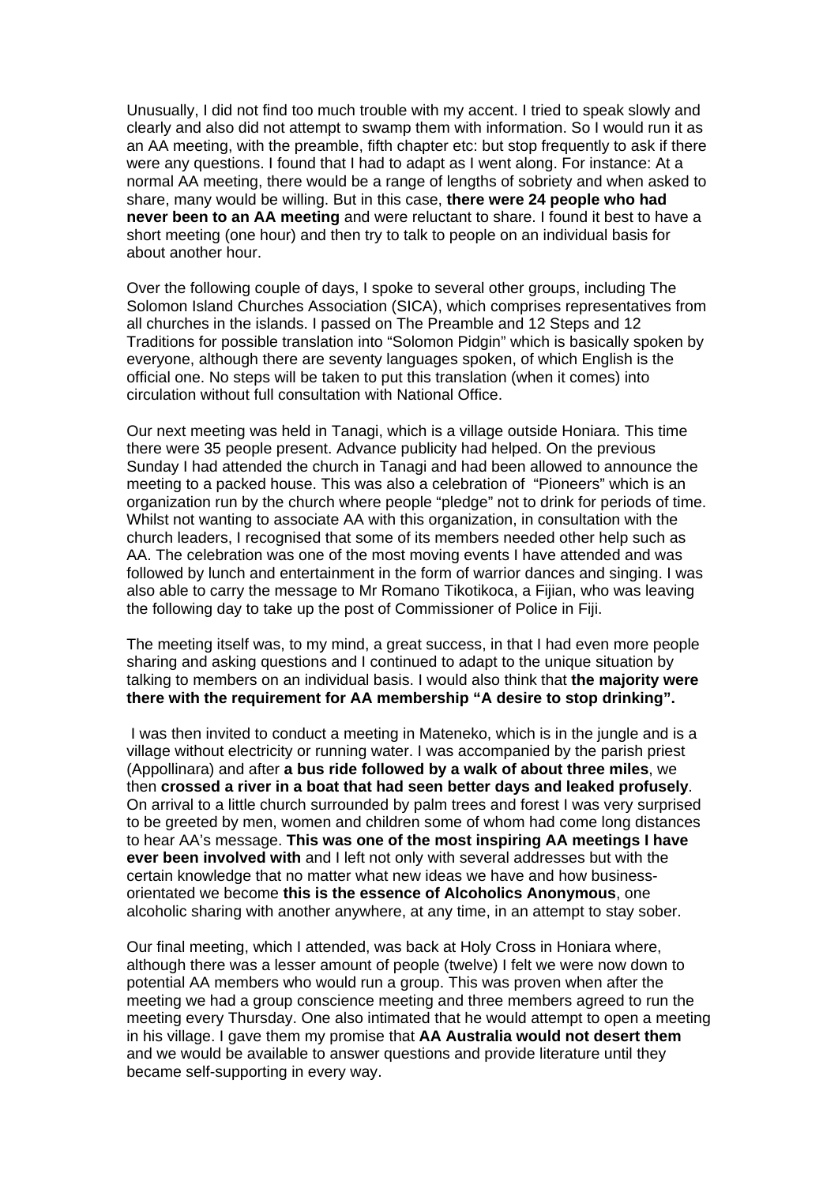Unusually, I did not find too much trouble with my accent. I tried to speak slowly and clearly and also did not attempt to swamp them with information. So I would run it as an AA meeting, with the preamble, fifth chapter etc: but stop frequently to ask if there were any questions. I found that I had to adapt as I went along. For instance: At a normal AA meeting, there would be a range of lengths of sobriety and when asked to share, many would be willing. But in this case, **there were 24 people who had never been to an AA meeting** and were reluctant to share. I found it best to have a short meeting (one hour) and then try to talk to people on an individual basis for about another hour.

Over the following couple of days, I spoke to several other groups, including The Solomon Island Churches Association (SICA), which comprises representatives from all churches in the islands. I passed on The Preamble and 12 Steps and 12 Traditions for possible translation into "Solomon Pidgin" which is basically spoken by everyone, although there are seventy languages spoken, of which English is the official one. No steps will be taken to put this translation (when it comes) into circulation without full consultation with National Office.

Our next meeting was held in Tanagi, which is a village outside Honiara. This time there were 35 people present. Advance publicity had helped. On the previous Sunday I had attended the church in Tanagi and had been allowed to announce the meeting to a packed house. This was also a celebration of "Pioneers" which is an organization run by the church where people "pledge" not to drink for periods of time. Whilst not wanting to associate AA with this organization, in consultation with the church leaders, I recognised that some of its members needed other help such as AA. The celebration was one of the most moving events I have attended and was followed by lunch and entertainment in the form of warrior dances and singing. I was also able to carry the message to Mr Romano Tikotikoca, a Fijian, who was leaving the following day to take up the post of Commissioner of Police in Fiji.

The meeting itself was, to my mind, a great success, in that I had even more people sharing and asking questions and I continued to adapt to the unique situation by talking to members on an individual basis. I would also think that **the majority were there with the requirement for AA membership "A desire to stop drinking".**

I was then invited to conduct a meeting in Mateneko, which is in the jungle and is a village without electricity or running water. I was accompanied by the parish priest (Appollinara) and after **a bus ride followed by a walk of about three miles**, we then **crossed a river in a boat that had seen better days and leaked profusely**. On arrival to a little church surrounded by palm trees and forest I was very surprised to be greeted by men, women and children some of whom had come long distances to hear AA's message. **This was one of the most inspiring AA meetings I have ever been involved with** and I left not only with several addresses but with the certain knowledge that no matter what new ideas we have and how business-orientated we become **this is the essence of Alcoholics Anonymous**, one alcoholic sharing with another anywhere, at any time, in an attempt to stay sober.

Our final meeting, which I attended, was back at Holy Cross in Honiara where, although there was a lesser amount of people (twelve) I felt we were now down to potential AA members who would run a group. This was proven when after the meeting we had a group conscience meeting and three members agreed to run the meeting every Thursday. One also intimated that he would attempt to open a meeting in his village. I gave them my promise that **AA Australia would not desert them** and we would be available to answer questions and provide literature until they became self-supporting in every way.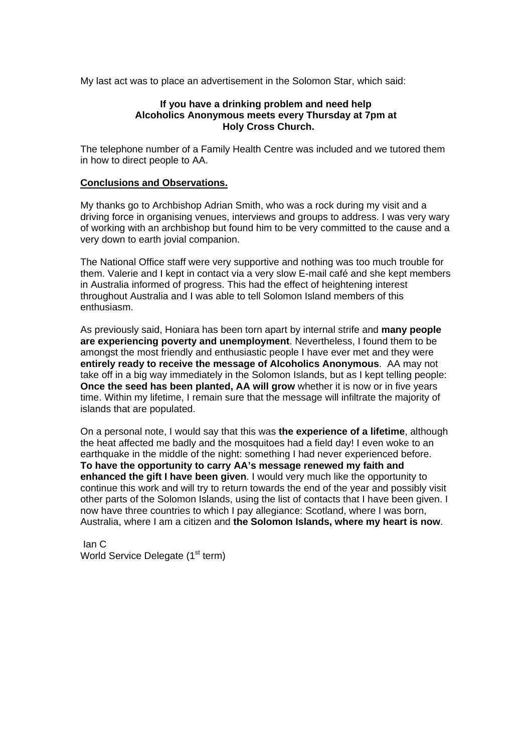My last act was to place an advertisement in the Solomon Star, which said:

**If you have a drinking problem and need help**
**Alcoholics Anonymous meets every Thursday at 7pm at**
**Holy Cross Church.**

The telephone number of a Family Health Centre was included and we tutored them in how to direct people to AA.

**Conclusions and Observations.**

My thanks go to Archbishop Adrian Smith, who was a rock during my visit and a driving force in organising venues, interviews and groups to address. I was very wary of working with an archbishop but found him to be very committed to the cause and a very down to earth jovial companion.

The National Office staff were very supportive and nothing was too much trouble for them. Valerie and I kept in contact via a very slow E-mail café and she kept members in Australia informed of progress. This had the effect of heightening interest throughout Australia and I was able to tell Solomon Island members of this enthusiasm.

As previously said, Honiara has been torn apart by internal strife and **many people are experiencing poverty and unemployment**. Nevertheless, I found them to be amongst the most friendly and enthusiastic people I have ever met and they were **entirely ready to receive the message of Alcoholics Anonymous**. AA may not take off in a big way immediately in the Solomon Islands, but as I kept telling people: **Once the seed has been planted, AA will grow** whether it is now or in five years time. Within my lifetime, I remain sure that the message will infiltrate the majority of islands that are populated.

On a personal note, I would say that this was **the experience of a lifetime**, although the heat affected me badly and the mosquitoes had a field day! I even woke to an earthquake in the middle of the night: something I had never experienced before. **To have the opportunity to carry AA's message renewed my faith and enhanced the gift I have been given**. I would very much like the opportunity to continue this work and will try to return towards the end of the year and possibly visit other parts of the Solomon Islands, using the list of contacts that I have been given. I now have three countries to which I pay allegiance: Scotland, where I was born, Australia, where I am a citizen and **the Solomon Islands, where my heart is now**.

Ian C
World Service Delegate (1st term)